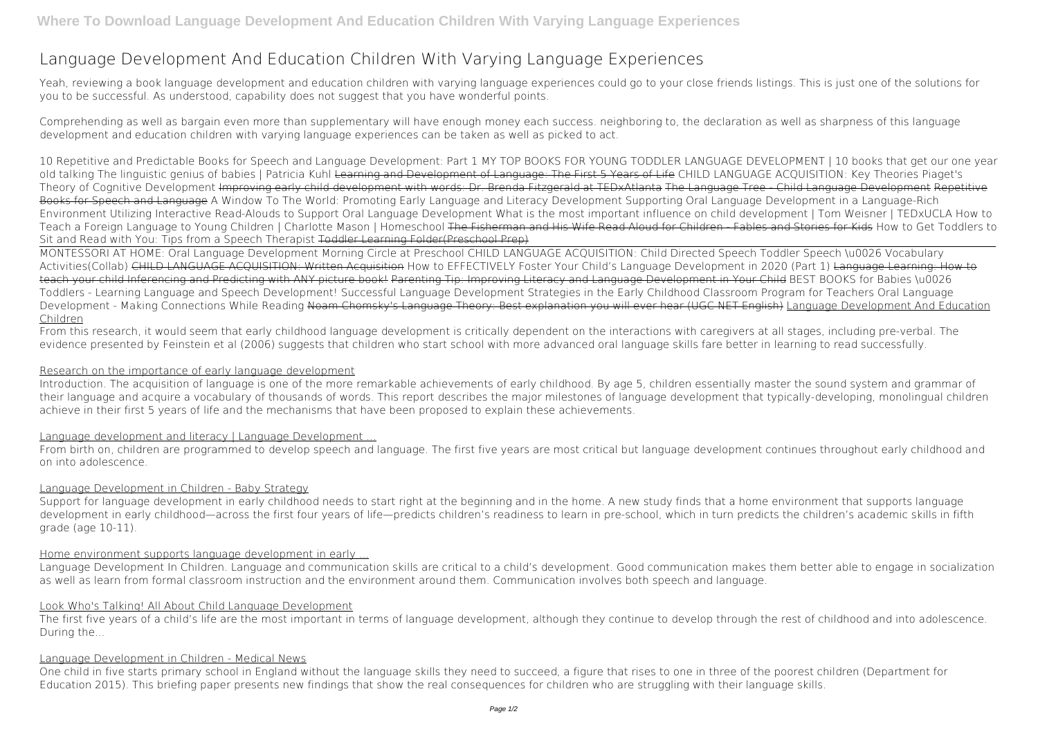# Language Development And Education Children With Varying Language Experiences

Yeah, reviewing a book language development and education children with varying language experiences could go to your close friends listings. This is just one of the solutions for you to be successful. As understood, capability does not suggest that you have wonderful points.

Comprehending as well as bargain even more than supplementary will have enough money each success. neighboring to, the declaration as well as sharpness of this language development and education children with varying language experiences can be taken as well as picked to act.

10 Repetitive and Predictable Books for Speech and Language Development: Part 1 MY TOP BOOKS FOR YOUNG TODDLER LANGUAGE DEVELOPMENT | 10 books that get our one year old talking The linguistic genius of babies | Patricia Kuhl ~~Learning and Development of Language: The First 5 Years of Life~~ CHILD LANGUAGE ACQUISITION: Key Theories Piaget's Theory of Cognitive Development ~~Improving early child development with words: Dr. Brenda Fitzgerald at TEDxAtlanta~~ ~~The Language Tree - Child Language Development~~ ~~Repetitive Books for Speech and Language~~ A Window To The World: Promoting Early Language and Literacy Development Supporting Oral Language Development in a Language-Rich Environment Utilizing Interactive Read-Alouds to Support Oral Language Development What is the most important influence on child development | Tom Weisner | TEDxUCLA How to Teach a Foreign Language to Young Children | Charlotte Mason | Homeschool ~~The Fisherman and His Wife Read Aloud for Children - Fables and Stories for Kids~~ How to Get Toddlers to Sit and Read with You: Tips from a Speech Therapist ~~Toddler Learning Folder(Preschool Prep)~~

MONTESSORI AT HOME: Oral Language Development Morning Circle at Preschool CHILD LANGUAGE ACQUISITION: Child Directed Speech Toddler Speech \u0026 Vocabulary Activities(Collab) ~~CHILD LANGUAGE ACQUISITION: Written Acquisition~~ How to EFFECTIVELY Foster Your Child's Language Development in 2020 (Part 1) ~~Language Learning: How to teach your child Inferencing and Predicting with ANY picture book!~~ ~~Parenting Tip: Improving Literacy and Language Development in Your Child~~ BEST BOOKS for Babies \u0026 Toddlers - Learning Language and Speech Development! Successful Language Development Strategies in the Early Childhood Classroom Program for Teachers Oral Language Development - Making Connections While Reading ~~Noam Chomsky's Language Theory: Best explanation you will ever hear (UGC NET English)~~ Language Development And Education Children

From this research, it would seem that early childhood language development is critically dependent on the interactions with caregivers at all stages, including pre-verbal. The evidence presented by Feinstein et al (2006) suggests that children who start school with more advanced oral language skills fare better in learning to read successfully.

## Research on the importance of early language development

Introduction. The acquisition of language is one of the more remarkable achievements of early childhood. By age 5, children essentially master the sound system and grammar of their language and acquire a vocabulary of thousands of words. This report describes the major milestones of language development that typically-developing, monolingual children achieve in their first 5 years of life and the mechanisms that have been proposed to explain these achievements.

## Language development and literacy | Language Development ...

From birth on, children are programmed to develop speech and language. The first five years are most critical but language development continues throughout early childhood and on into adolescence.

## Language Development in Children - Baby Strategy

Support for language development in early childhood needs to start right at the beginning and in the home. A new study finds that a home environment that supports language development in early childhood—across the first four years of life—predicts children's readiness to learn in pre-school, which in turn predicts the children's academic skills in fifth grade (age 10-11).

## Home environment supports language development in early ...

Language Development In Children. Language and communication skills are critical to a child's development. Good communication makes them better able to engage in socialization as well as learn from formal classroom instruction and the environment around them. Communication involves both speech and language.

## Look Who's Talking! All About Child Language Development

The first five years of a child's life are the most important in terms of language development, although they continue to develop through the rest of childhood and into adolescence. During the...

## Language Development in Children - Medical News

One child in five starts primary school in England without the language skills they need to succeed, a figure that rises to one in three of the poorest children (Department for Education 2015). This briefing paper presents new findings that show the real consequences for children who are struggling with their language skills.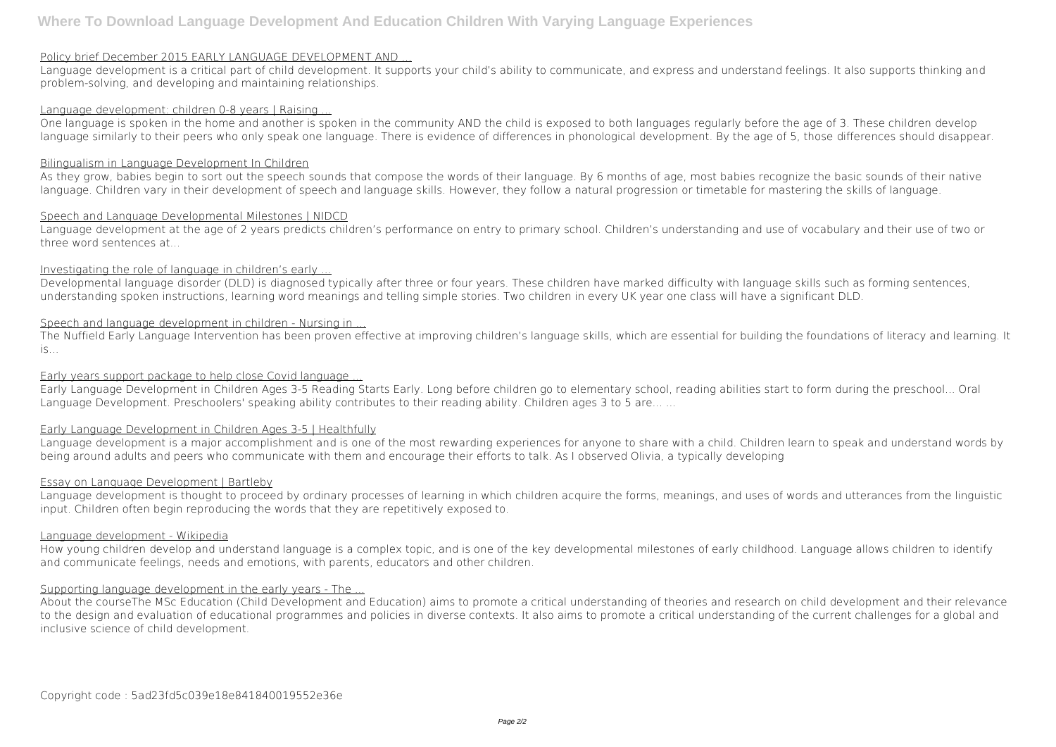## Policy brief December 2015 EARLY LANGUAGE DEVELOPMENT AND ...

Language development is a critical part of child development. It supports your child's ability to communicate, and express and understand feelings. It also supports thinking and problem-solving, and developing and maintaining relationships.

## Language development: children 0-8 years | Raising ...

One language is spoken in the home and another is spoken in the community AND the child is exposed to both languages regularly before the age of 3. These children develop language similarly to their peers who only speak one language. There is evidence of differences in phonological development. By the age of 5, those differences should disappear.

## Bilingualism in Language Development In Children

As they grow, babies begin to sort out the speech sounds that compose the words of their language. By 6 months of age, most babies recognize the basic sounds of their native language. Children vary in their development of speech and language skills. However, they follow a natural progression or timetable for mastering the skills of language.

## Speech and Language Developmental Milestones | NIDCD

Language development at the age of 2 years predicts children's performance on entry to primary school. Children's understanding and use of vocabulary and their use of two or three word sentences at...

## Investigating the role of language in children's early ...

Developmental language disorder (DLD) is diagnosed typically after three or four years. These children have marked difficulty with language skills such as forming sentences, understanding spoken instructions, learning word meanings and telling simple stories. Two children in every UK year one class will have a significant DLD.

## Speech and language development in children - Nursing in ...

The Nuffield Early Language Intervention has been proven effective at improving children's language skills, which are essential for building the foundations of literacy and learning. It is...

## Early years support package to help close Covid language ...

Early Language Development in Children Ages 3-5 Reading Starts Early. Long before children go to elementary school, reading abilities start to form during the preschool... Oral Language Development. Preschoolers' speaking ability contributes to their reading ability. Children ages 3 to 5 are... ...

## Early Language Development in Children Ages 3-5 | Healthfully

Language development is a major accomplishment and is one of the most rewarding experiences for anyone to share with a child. Children learn to speak and understand words by being around adults and peers who communicate with them and encourage their efforts to talk. As I observed Olivia, a typically developing

## Essay on Language Development | Bartleby

Language development is thought to proceed by ordinary processes of learning in which children acquire the forms, meanings, and uses of words and utterances from the linguistic input. Children often begin reproducing the words that they are repetitively exposed to.

## Language development - Wikipedia

How young children develop and understand language is a complex topic, and is one of the key developmental milestones of early childhood. Language allows children to identify and communicate feelings, needs and emotions, with parents, educators and other children.

## Supporting language development in the early years - The ...

About the courseThe MSc Education (Child Development and Education) aims to promote a critical understanding of theories and research on child development and their relevance to the design and evaluation of educational programmes and policies in diverse contexts. It also aims to promote a critical understanding of the current challenges for a global and inclusive science of child development.

Copyright code : 5ad23fd5c039e18e841840019552e36e